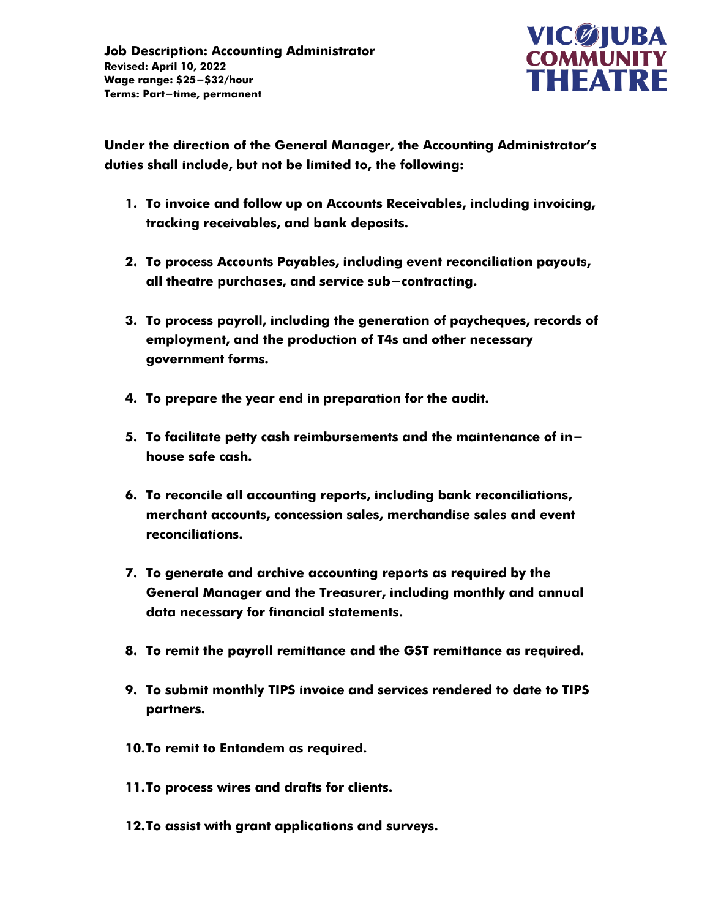**Job Description: Accounting Administrator**
**Revised: April 10, 2022**
**Wage range: $25–$32/hour**
**Terms: Part–time, permanent**

VICTORIA JUBA COMMUNITY THEATRE

**Under the direction of the General Manager, the Accounting Administrator's duties shall include, but not be limited to, the following:**

1. To invoice and follow up on Accounts Receivables, including invoicing, tracking receivables, and bank deposits.
2. To process Accounts Payables, including event reconciliation payouts, all theatre purchases, and service sub–contracting.
3. To process payroll, including the generation of paycheques, records of employment, and the production of T4s and other necessary government forms.
4. To prepare the year end in preparation for the audit.
5. To facilitate petty cash reimbursements and the maintenance of in–house safe cash.
6. To reconcile all accounting reports, including bank reconciliations, merchant accounts, concession sales, merchandise sales and event reconciliations.
7. To generate and archive accounting reports as required by the General Manager and the Treasurer, including monthly and annual data necessary for financial statements.
8. To remit the payroll remittance and the GST remittance as required.
9. To submit monthly TIPS invoice and services rendered to date to TIPS partners.
10. To remit to Entandem as required.
11. To process wires and drafts for clients.
12. To assist with grant applications and surveys.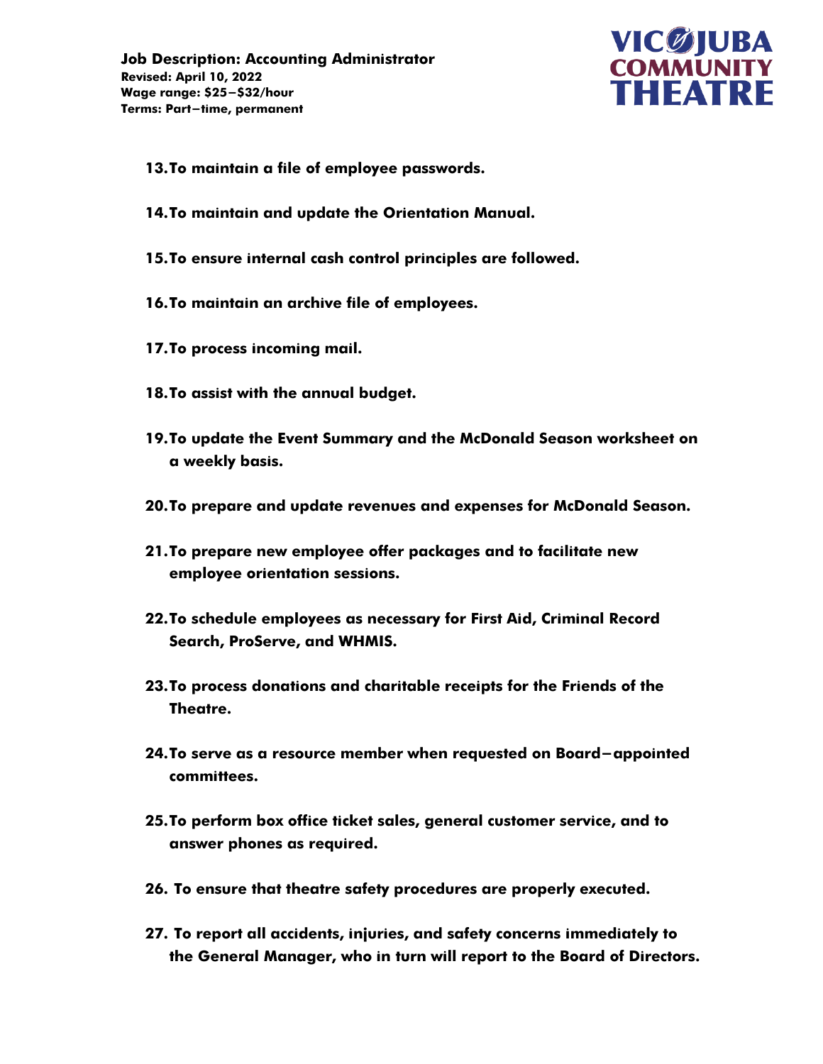**Job Description: Accounting Administrator**
**Revised: April 10, 2022**
**Wage range: $25–$32/hour**
**Terms: Part–time, permanent**

13. **To maintain a file of employee passwords.**
14. **To maintain and update the Orientation Manual.**
15. **To ensure internal cash control principles are followed.**
16. **To maintain an archive file of employees.**
17. **To process incoming mail.**
18. **To assist with the annual budget.**
19. **To update the Event Summary and the McDonald Season worksheet on a weekly basis.**
20. **To prepare and update revenues and expenses for McDonald Season.**
21. **To prepare new employee offer packages and to facilitate new employee orientation sessions.**
22. **To schedule employees as necessary for First Aid, Criminal Record Search, ProServe, and WHMIS.**
23. **To process donations and charitable receipts for the Friends of the Theatre.**
24. **To serve as a resource member when requested on Board–appointed committees.**
25. **To perform box office ticket sales, general customer service, and to answer phones as required.**
26. **To ensure that theatre safety procedures are properly executed.**
27. **To report all accidents, injuries, and safety concerns immediately to the General Manager, who in turn will report to the Board of Directors.**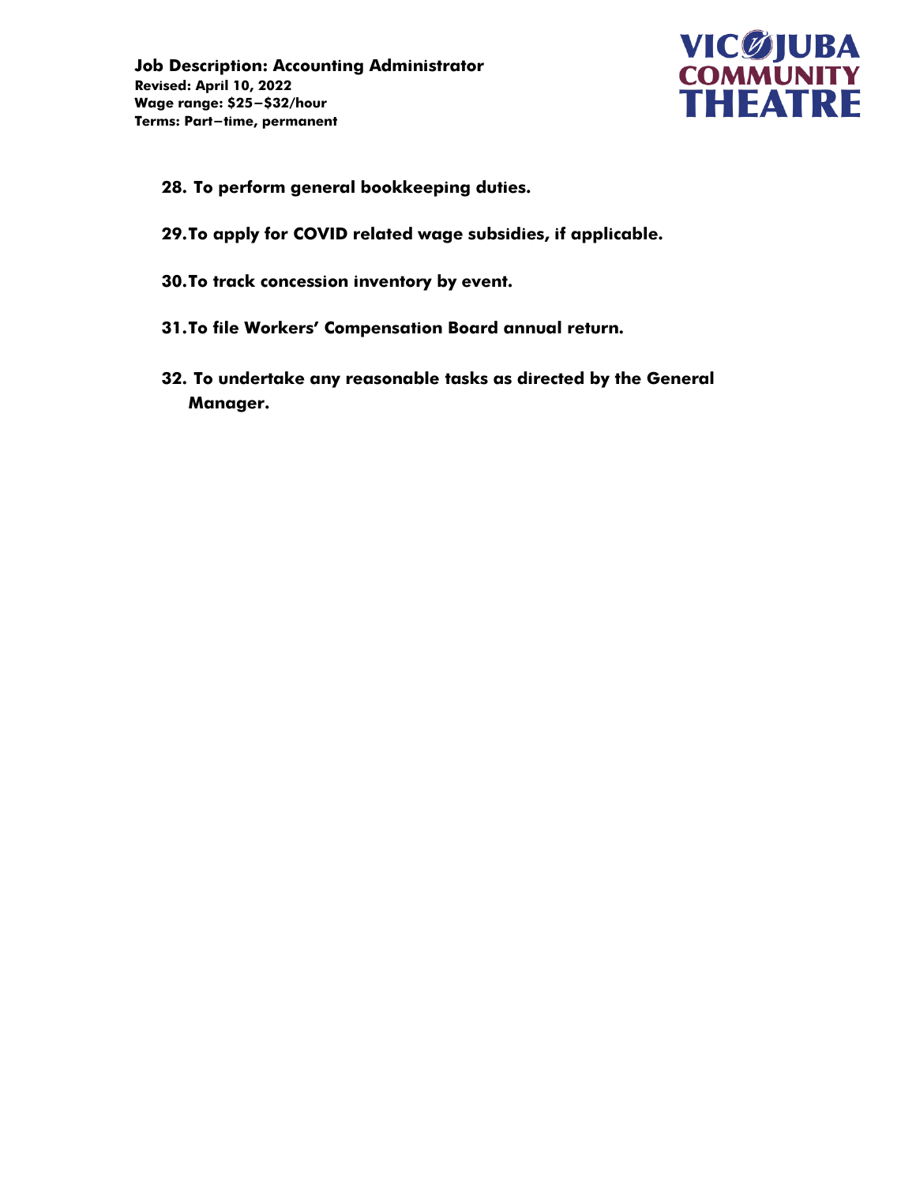**Job Description: Accounting Administrator**
**Revised: April 10, 2022**
**Wage range: $25–$32/hour**
**Terms: Part–time, permanent**

VIC JUBA COMMUNITY THEATRE

28. **To perform general bookkeeping duties.**

29. **To apply for COVID related wage subsidies, if applicable.**

30. **To track concession inventory by event.**

31. **To file Workers' Compensation Board annual return.**

32. **To undertake any reasonable tasks as directed by the General Manager.**